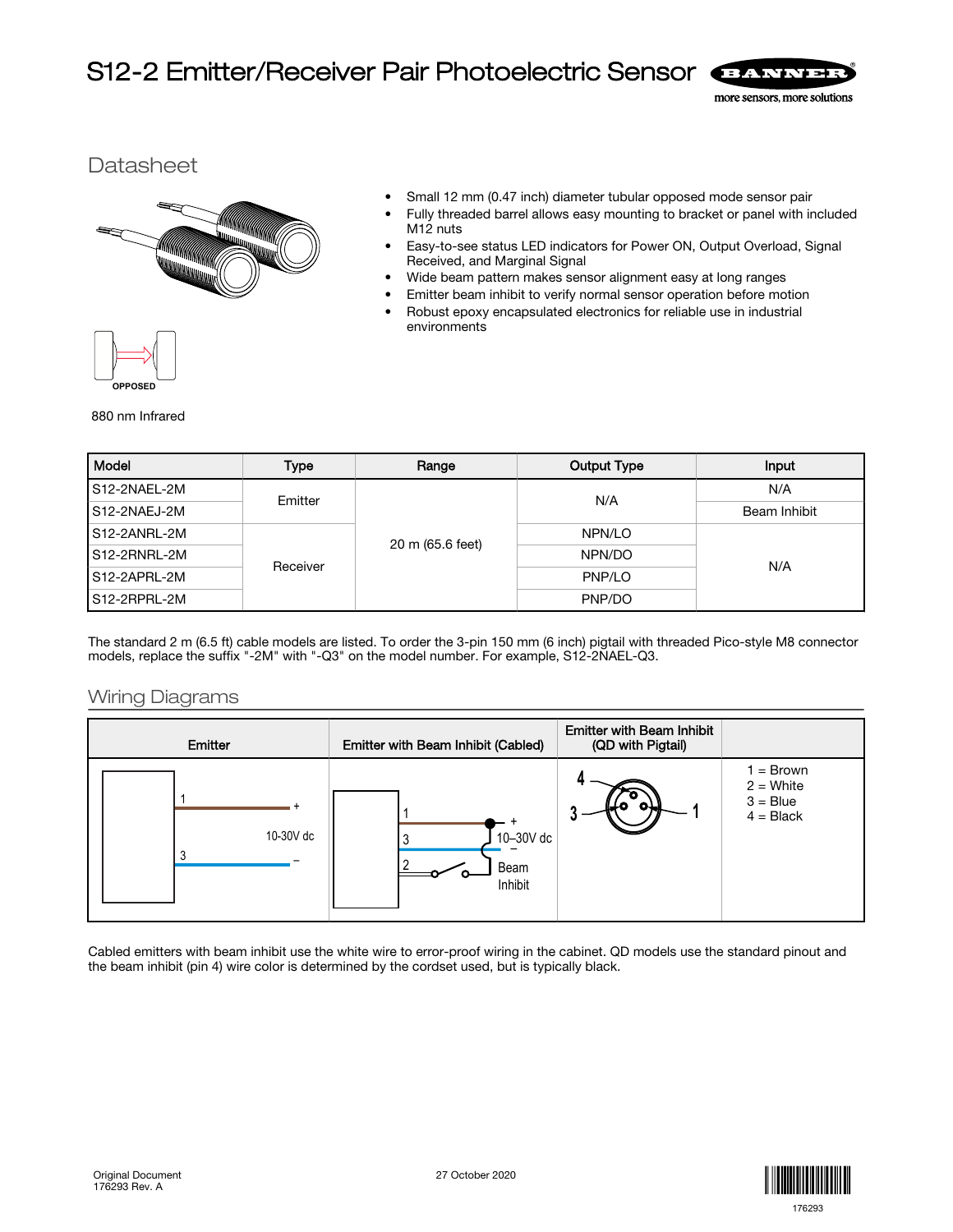# S12-2 Emitter/Receiver Pair Photoelectric Sensor

## Datasheet

- Small 12 mm (0.47 inch) diameter tubular opposed mode sensor pair
- Fully threaded barrel allows easy mounting to bracket or panel with included M12 nuts
- Easy-to-see status LED indicators for Power ON, Output Overload, Signal Received, and Marginal Signal
- Wide beam pattern makes sensor alignment easy at long ranges
- Emitter beam inhibit to verify normal sensor operation before motion
- Robust epoxy encapsulated electronics for reliable use in industrial environments

OPPOSED

880 nm Infrared

| Model | Type | Range | Output Type | Input |
|---|---|---|---|---|
| S12-2NAEL-2M | Emitter | 20 m (65.6 feet) | N/A | N/A |
| S12-2NAEJ-2M | | | | Beam Inhibit |
| S12-2ANRL-2M | Receiver | | NPN/LO | N/A |
| S12-2RNRL-2M | | | NPN/DO | |
| S12-2APRL-2M | | | PNP/LO | |
| S12-2RPRL-2M | | | PNP/DO | |

The standard 2 m (6.5 ft) cable models are listed. To order the 3-pin 150 mm (6 inch) pigtail with threaded Pico-style M8 connector models, replace the suffix "-2M" with "-Q3" on the model number. For example, S12-2NAEL-Q3.

## Wiring Diagrams

| Emitter | Emitter with Beam Inhibit (Cabled) | Emitter with Beam Inhibit (QD with Pigtail) | |
|---|---|---|---|
| 1 + 10-30V dc 3 – | 1 + 3 10–30V dc – 2 Beam Inhibit | 4 3 1 | 1 = Brown<br>2 = White<br>3 = Blue<br>4 = Black |

Cabled emitters with beam inhibit use the white wire to error-proof wiring in the cabinet. QD models use the standard pinout and the beam inhibit (pin 4) wire color is determined by the cordset used, but is typically black.

Original Document
176293 Rev. A

27 October 2020

176293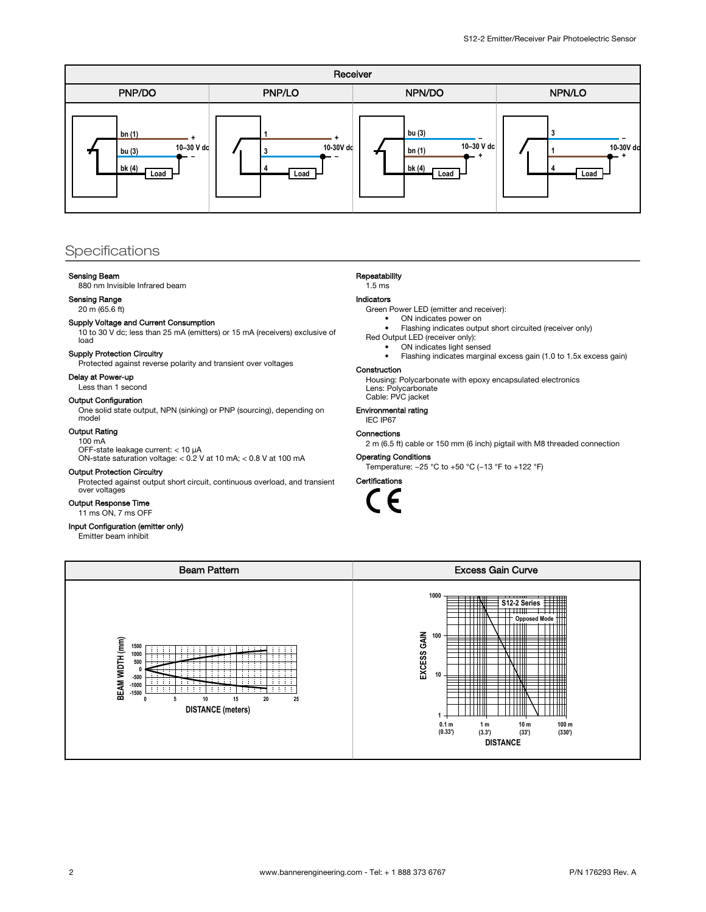## Receiver

PNP/DO

bn (1) +
bu (3) 10–30 V dc −
bk (4) Load

PNP/LO

1 +
3 10-30V dc −
4 Load

NPN/DO

bu (3) −
bn (1) 10–30 V dc +
bk (4) Load

NPN/LO

3 −
1 10-30V dc +
4 Load

## Specifications

**Sensing Beam**
880 nm Invisible Infrared beam

**Sensing Range**
20 m (65.6 ft)

**Supply Voltage and Current Consumption**
10 to 30 V dc; less than 25 mA (emitters) or 15 mA (receivers) exclusive of load

**Supply Protection Circuitry**
Protected against reverse polarity and transient over voltages

**Delay at Power-up**
Less than 1 second

**Output Configuration**
One solid state output, NPN (sinking) or PNP (sourcing), depending on model

**Output Rating**
100 mA
OFF-state leakage current: < 10 µA
ON-state saturation voltage: < 0.2 V at 10 mA; < 0.8 V at 100 mA

**Output Protection Circuitry**
Protected against output short circuit, continuous overload, and transient over voltages

**Output Response Time**
11 ms ON, 7 ms OFF

**Input Configuration (emitter only)**
Emitter beam inhibit

**Repeatability**
1.5 ms

**Indicators**
Green Power LED (emitter and receiver):
- ON indicates power on
- Flashing indicates output short circuited (receiver only)

Red Output LED (receiver only):
- ON indicates light sensed
- Flashing indicates marginal excess gain (1.0 to 1.5x excess gain)

**Construction**
Housing: Polycarbonate with epoxy encapsulated electronics
Lens: Polycarbonate
Cable: PVC jacket

**Environmental rating**
IEC IP67

**Connections**
2 m (6.5 ft) cable or 150 mm (6 inch) pigtail with M8 threaded connection

**Operating Conditions**
Temperature: –25 °C to +50 °C (–13 °F to +122 °F)

**Certifications**
CE

### Beam Pattern

BEAM WIDTH (mm)
1500
1000
500
0
-500
-1000
-1500
0 5 10 15 20 25
DISTANCE (meters)

### Excess Gain Curve

S12-2 Series
Opposed Mode
EXCESS GAIN
1000
100
10
1
0.1 m (0.33') 1 m (3.3') 10 m (33') 100 m (330')
DISTANCE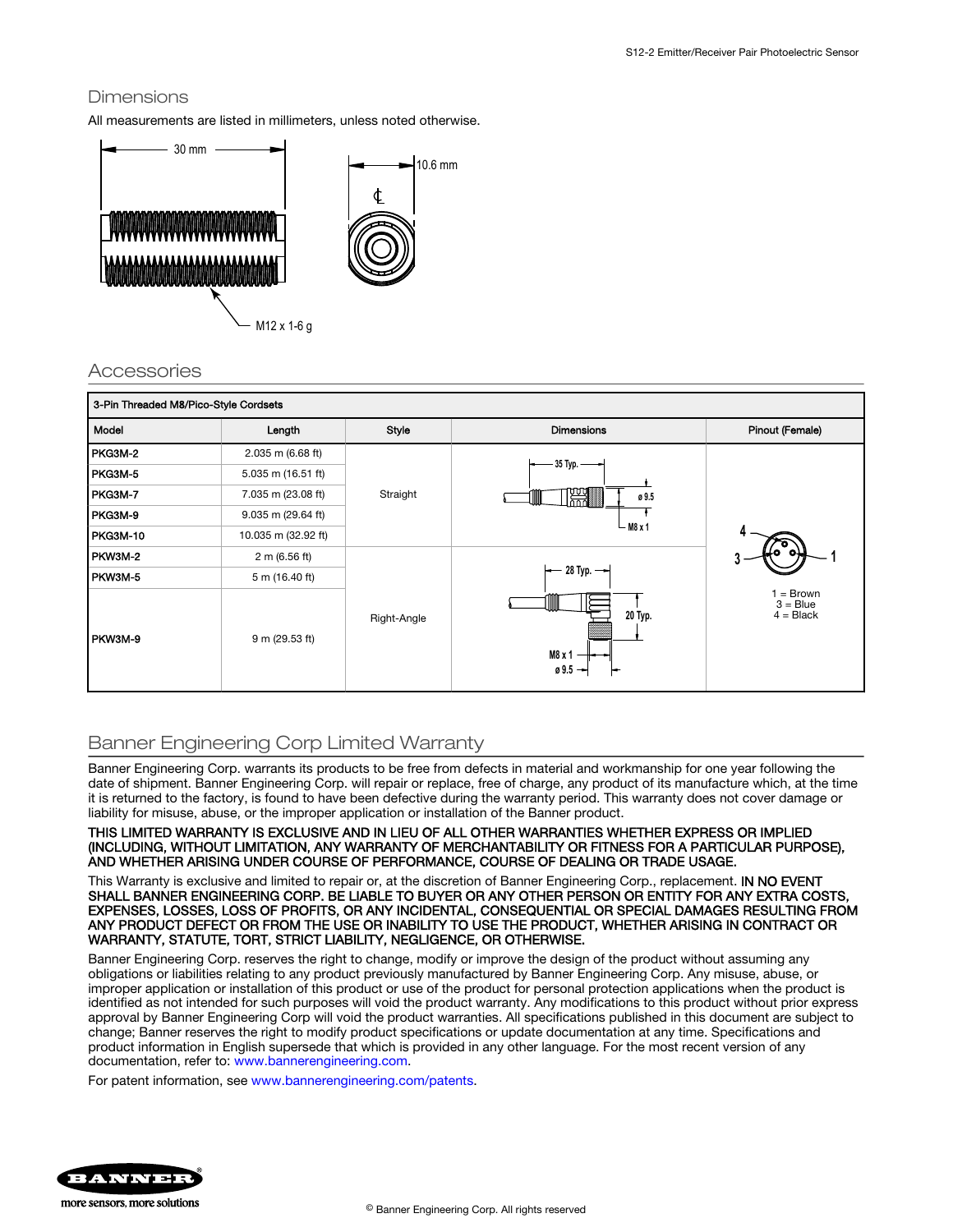## Dimensions

All measurements are listed in millimeters, unless noted otherwise.

30 mm

10.6 mm

M12 x 1-6 g

## Accessories

| 3-Pin Threaded M8/Pico-Style Cordsets | | | | |
|---|---|---|---|---|
| **Model** | **Length** | **Style** | **Dimensions** | **Pinout (Female)** |
| PKG3M-2 | 2.035 m (6.68 ft) | Straight | 35 Typ.; ø 9.5; M8 x 1 | 1 = Brown<br>3 = Blue<br>4 = Black |
| PKG3M-5 | 5.035 m (16.51 ft) | | | |
| PKG3M-7 | 7.035 m (23.08 ft) | | | |
| PKG3M-9 | 9.035 m (29.64 ft) | | | |
| PKG3M-10 | 10.035 m (32.92 ft) | | | |
| PKW3M-2 | 2 m (6.56 ft) | Right-Angle | 28 Typ.; 20 Typ.; M8 x 1; ø 9.5 | |
| PKW3M-5 | 5 m (16.40 ft) | | | |
| PKW3M-9 | 9 m (29.53 ft) | | | |

## Banner Engineering Corp Limited Warranty

Banner Engineering Corp. warrants its products to be free from defects in material and workmanship for one year following the date of shipment. Banner Engineering Corp. will repair or replace, free of charge, any product of its manufacture which, at the time it is returned to the factory, is found to have been defective during the warranty period. This warranty does not cover damage or liability for misuse, abuse, or the improper application or installation of the Banner product.

**THIS LIMITED WARRANTY IS EXCLUSIVE AND IN LIEU OF ALL OTHER WARRANTIES WHETHER EXPRESS OR IMPLIED (INCLUDING, WITHOUT LIMITATION, ANY WARRANTY OF MERCHANTABILITY OR FITNESS FOR A PARTICULAR PURPOSE), AND WHETHER ARISING UNDER COURSE OF PERFORMANCE, COURSE OF DEALING OR TRADE USAGE.**

This Warranty is exclusive and limited to repair or, at the discretion of Banner Engineering Corp., replacement. **IN NO EVENT SHALL BANNER ENGINEERING CORP. BE LIABLE TO BUYER OR ANY OTHER PERSON OR ENTITY FOR ANY EXTRA COSTS, EXPENSES, LOSSES, LOSS OF PROFITS, OR ANY INCIDENTAL, CONSEQUENTIAL OR SPECIAL DAMAGES RESULTING FROM ANY PRODUCT DEFECT OR FROM THE USE OR INABILITY TO USE THE PRODUCT, WHETHER ARISING IN CONTRACT OR WARRANTY, STATUTE, TORT, STRICT LIABILITY, NEGLIGENCE, OR OTHERWISE.**

Banner Engineering Corp. reserves the right to change, modify or improve the design of the product without assuming any obligations or liabilities relating to any product previously manufactured by Banner Engineering Corp. Any misuse, abuse, or improper application or installation of this product or use of the product for personal protection applications when the product is identified as not intended for such purposes will void the product warranty. Any modifications to this product without prior express approval by Banner Engineering Corp will void the product warranties. All specifications published in this document are subject to change; Banner reserves the right to modify product specifications or update documentation at any time. Specifications and product information in English supersede that which is provided in any other language. For the most recent version of any documentation, refer to: www.bannerengineering.com.

For patent information, see www.bannerengineering.com/patents.

© Banner Engineering Corp. All rights reserved